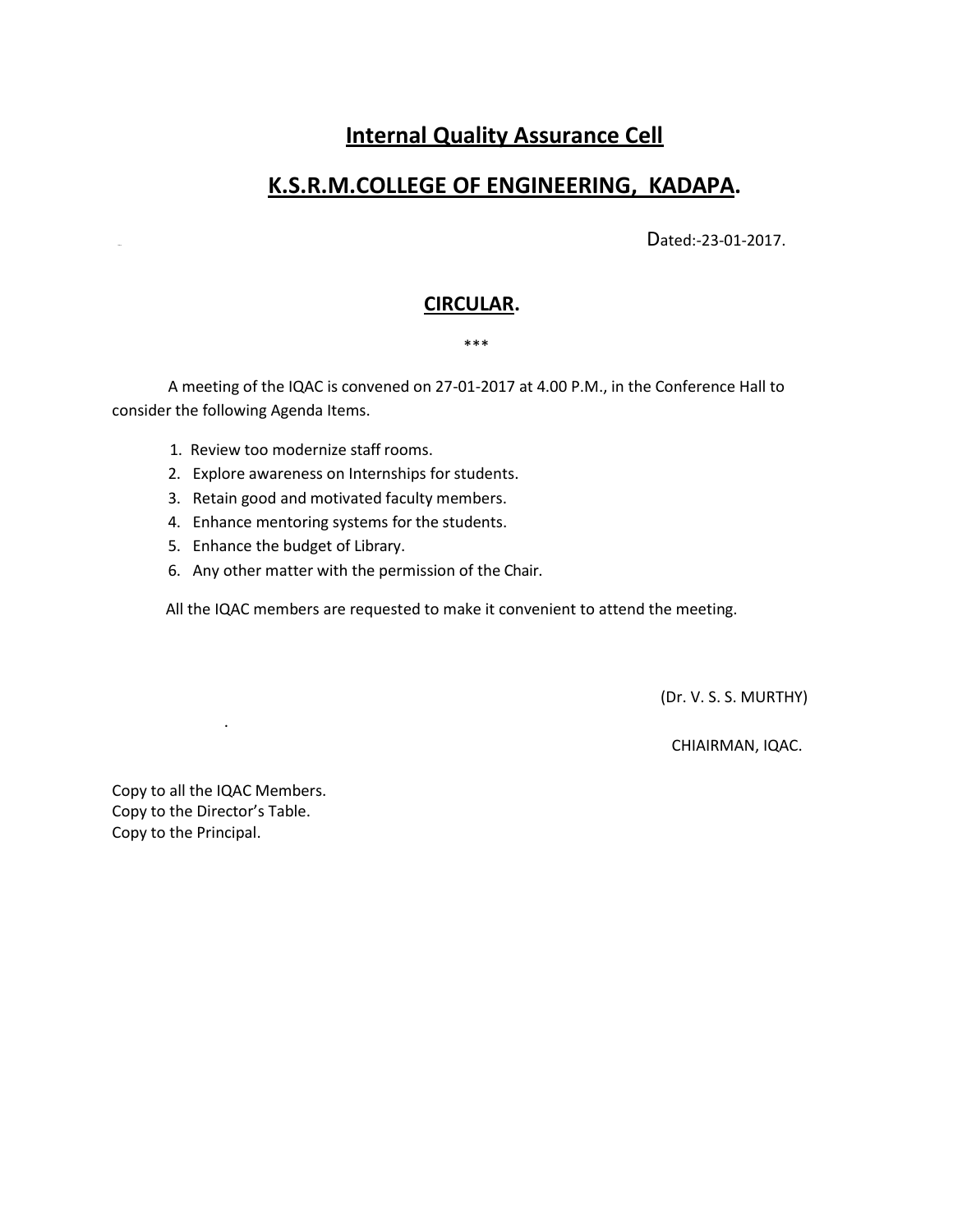# **Internal Quality Assurance Cell**

# **K.S.R.M.COLLEGE OF ENGINEERING, KADAPA.**

Dated:-23-01-2017.

## **CIRCULAR.**

\*\*\*

A meeting of the IQAC is convened on 27-01-2017 at 4.00 P.M., in the Conference Hall to consider the following Agenda Items.

1. Review too modernize staff rooms.
2. Explore awareness on Internships for students.
3. Retain good and motivated faculty members.
4. Enhance mentoring systems for the students.
5. Enhance the budget of Library.
6. Any other matter with the permission of the Chair.

All the IQAC members are requested to make it convenient to attend the meeting.

(Dr. V. S. S. MURTHY)

CHIAIRMAN, IQAC.

Copy to all the IQAC Members.
Copy to the Director's Table.
Copy to the Principal.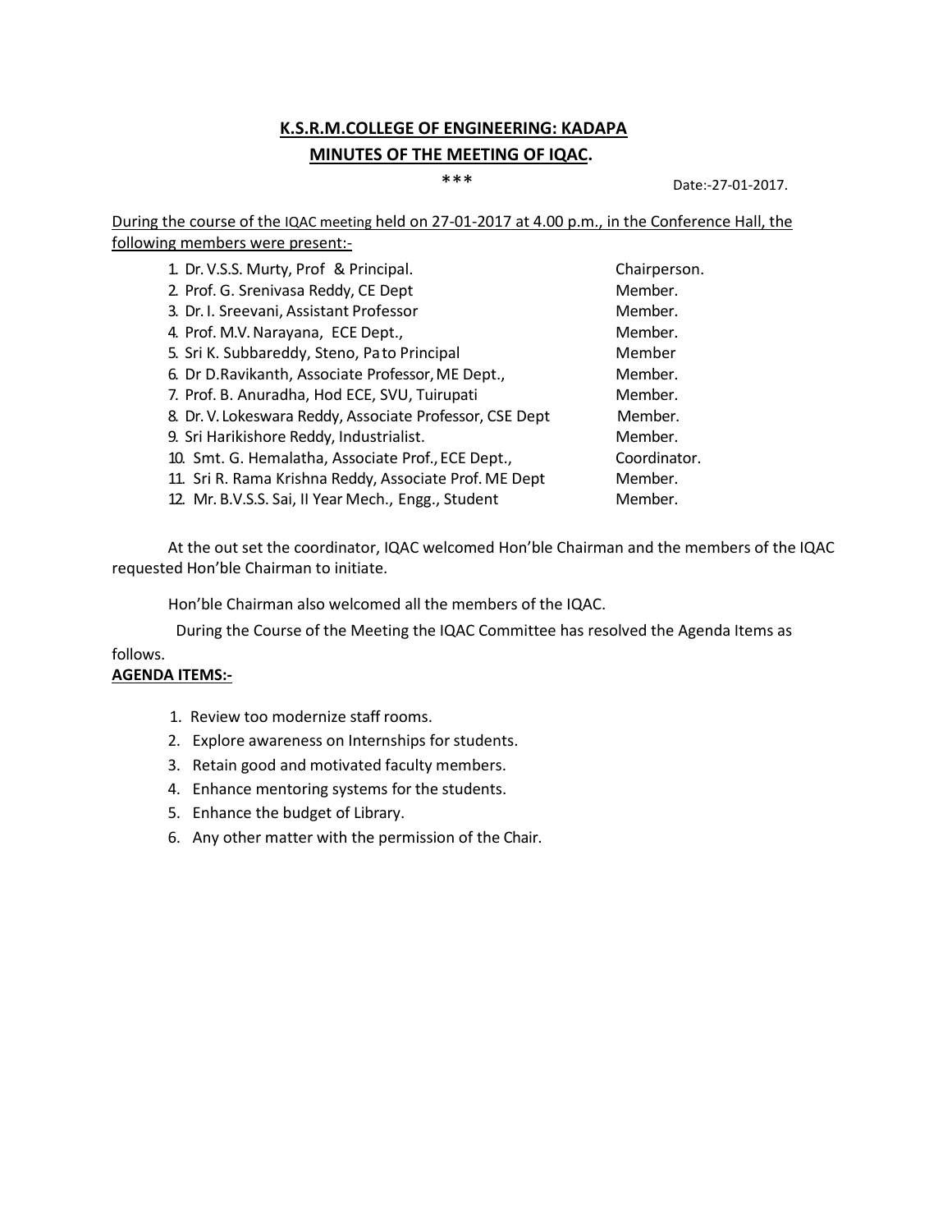# K.S.R.M.COLLEGE OF ENGINEERING: KADAPA

## MINUTES OF THE MEETING OF IQAC.

***

Date:-27-01-2017.

During the course of the IQAC meeting held on 27-01-2017 at 4.00 p.m., in the Conference Hall, the following members were present:-

| | |
|---|---|
| 1. Dr. V.S.S. Murty, Prof & Principal. | Chairperson. |
| 2. Prof. G. Srenivasa Reddy, CE Dept | Member. |
| 3. Dr. I. Sreevani, Assistant Professor | Member. |
| 4. Prof. M.V. Narayana, ECE Dept., | Member. |
| 5. Sri K. Subbareddy, Steno, Pa to Principal | Member |
| 6. Dr D.Ravikanth, Associate Professor, ME Dept., | Member. |
| 7. Prof. B. Anuradha, Hod ECE, SVU, Tuirupati | Member. |
| 8. Dr. V. Lokeswara Reddy, Associate Professor, CSE Dept | Member. |
| 9. Sri Harikishore Reddy, Industrialist. | Member. |
| 10. Smt. G. Hemalatha, Associate Prof., ECE Dept., | Coordinator. |
| 11. Sri R. Rama Krishna Reddy, Associate Prof. ME Dept | Member. |
| 12. Mr. B.V.S.S. Sai, II Year Mech., Engg., Student | Member. |

At the out set the coordinator, IQAC welcomed Hon'ble Chairman and the members of the IQAC requested Hon'ble Chairman to initiate.

Hon'ble Chairman also welcomed all the members of the IQAC.

During the Course of the Meeting the IQAC Committee has resolved the Agenda Items as follows.

**AGENDA ITEMS:-**

1. Review too modernize staff rooms.
2. Explore awareness on Internships for students.
3. Retain good and motivated faculty members.
4. Enhance mentoring systems for the students.
5. Enhance the budget of Library.
6. Any other matter with the permission of the Chair.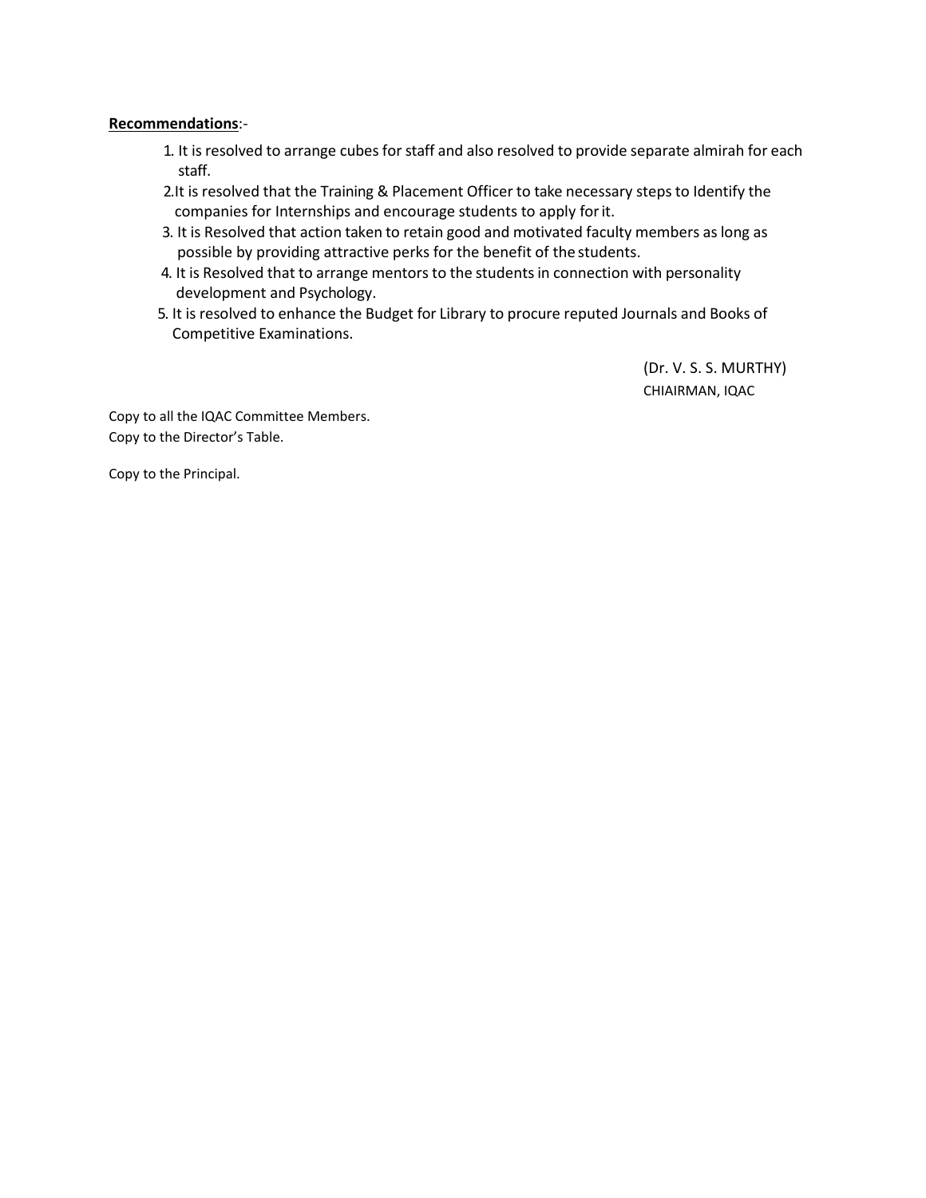**Recommendations**:-

1. It is resolved to arrange cubes for staff and also resolved to provide separate almirah for each staff.
2. It is resolved that the Training & Placement Officer to take necessary steps to Identify the companies for Internships and encourage students to apply for it.
3. It is Resolved that action taken to retain good and motivated faculty members as long as possible by providing attractive perks for the benefit of the students.
4. It is Resolved that to arrange mentors to the students in connection with personality development and Psychology.
5. It is resolved to enhance the Budget for Library to procure reputed Journals and Books of Competitive Examinations.

(Dr. V. S. S. MURTHY)
CHIAIRMAN, IQAC

Copy to all the IQAC Committee Members.
Copy to the Director's Table.

Copy to the Principal.